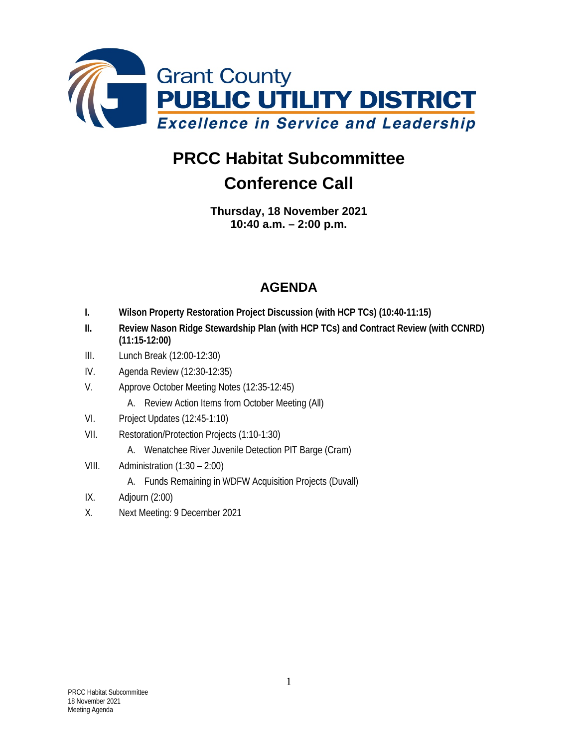Grant County
**PUBLIC UTILITY DISTRICT**
*Excellence in Service and Leadership*

# PRCC Habitat Subcommittee
# Conference Call

**Thursday, 18 November 2021**
**10:40 a.m. – 2:00 p.m.**

## AGENDA

- **I.** **Wilson Property Restoration Project Discussion (with HCP TCs) (10:40-11:15)**
- **II.** **Review Nason Ridge Stewardship Plan (with HCP TCs) and Contract Review (with CCNRD) (11:15-12:00)**
- III. Lunch Break (12:00-12:30)
- IV. Agenda Review (12:30-12:35)
- V. Approve October Meeting Notes (12:35-12:45)
  - A. Review Action Items from October Meeting (All)
- VI. Project Updates (12:45-1:10)
- VII. Restoration/Protection Projects (1:10-1:30)
  - A. Wenatchee River Juvenile Detection PIT Barge (Cram)
- VIII. Administration (1:30 – 2:00)
  - A. Funds Remaining in WDFW Acquisition Projects (Duvall)
- IX. Adjourn (2:00)
- X. Next Meeting: 9 December 2021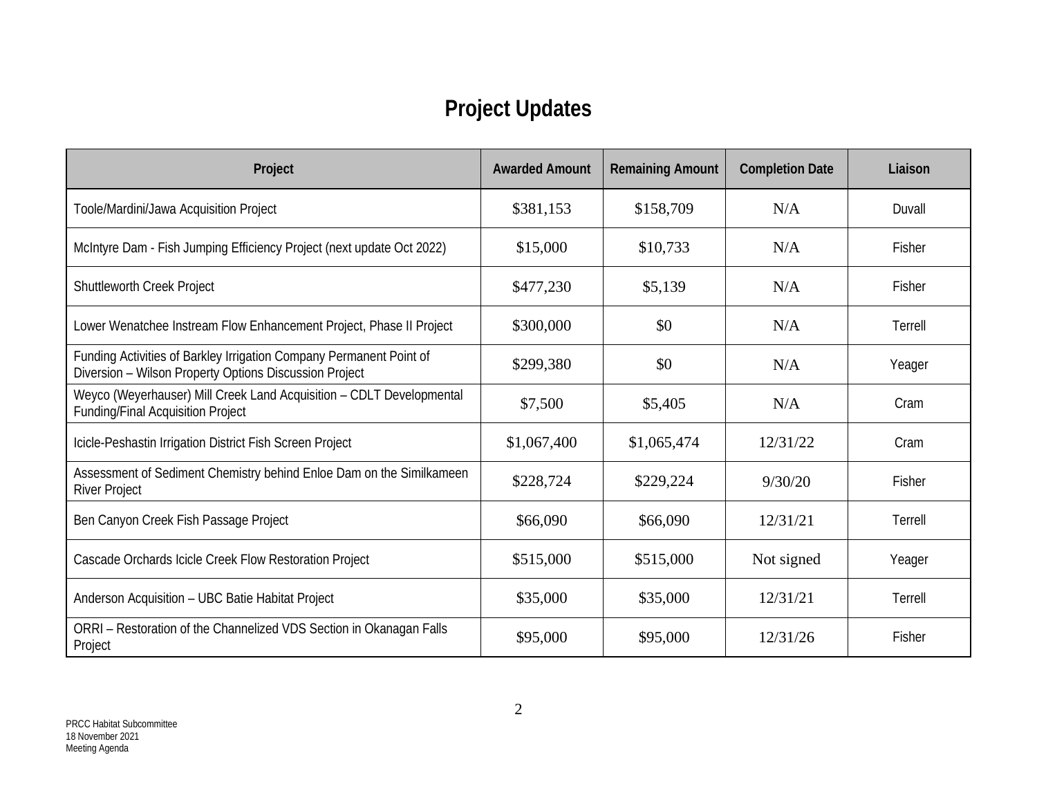# Project Updates

| Project | Awarded Amount | Remaining Amount | Completion Date | Liaison |
|---|---|---|---|---|
| Toole/Mardini/Jawa Acquisition Project | $381,153 | $158,709 | N/A | Duvall |
| McIntyre Dam - Fish Jumping Efficiency Project (next update Oct 2022) | $15,000 | $10,733 | N/A | Fisher |
| Shuttleworth Creek Project | $477,230 | $5,139 | N/A | Fisher |
| Lower Wenatchee Instream Flow Enhancement Project, Phase II Project | $300,000 | $0 | N/A | Terrell |
| Funding Activities of Barkley Irrigation Company Permanent Point of Diversion – Wilson Property Options Discussion Project | $299,380 | $0 | N/A | Yeager |
| Weyco (Weyerhauser) Mill Creek Land Acquisition – CDLT Developmental Funding/Final Acquisition Project | $7,500 | $5,405 | N/A | Cram |
| Icicle-Peshastin Irrigation District Fish Screen Project | $1,067,400 | $1,065,474 | 12/31/22 | Cram |
| Assessment of Sediment Chemistry behind Enloe Dam on the Similkameen River Project | $228,724 | $229,224 | 9/30/20 | Fisher |
| Ben Canyon Creek Fish Passage Project | $66,090 | $66,090 | 12/31/21 | Terrell |
| Cascade Orchards Icicle Creek Flow Restoration Project | $515,000 | $515,000 | Not signed | Yeager |
| Anderson Acquisition – UBC Batie Habitat Project | $35,000 | $35,000 | 12/31/21 | Terrell |
| ORRI – Restoration of the Channelized VDS Section in Okanagan Falls Project | $95,000 | $95,000 | 12/31/26 | Fisher |

PRCC Habitat Subcommittee
18 November 2021
Meeting Agenda